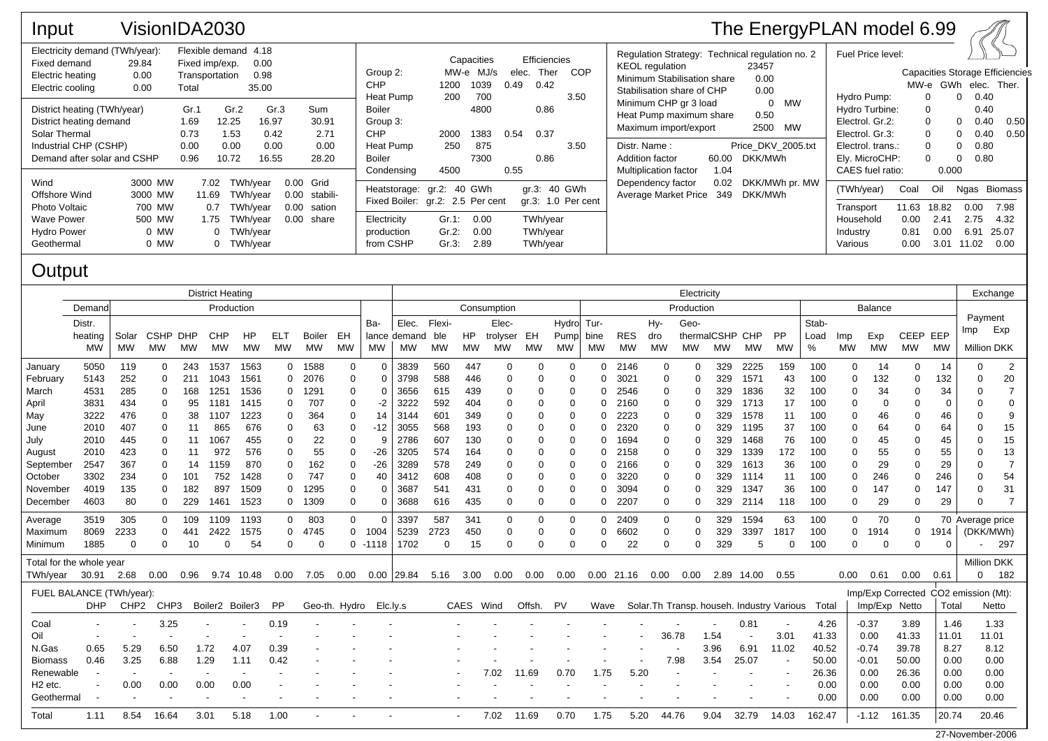# Input VisionIDA2030

The EnergyPLAN model 6.99

| Electricity demand (TWh/year): | | Flexible demand | 4.18 |
|---|---|---|---|
| Fixed demand | 29.84 | Fixed imp/exp. | 0.00 |
| Electric heating | 0.00 | Transportation | 0.98 |
| Electric cooling | 0.00 | Total | 35.00 |

| District heating (TWh/year) | Gr.1 | Gr.2 | Gr.3 | Sum |
|---|---|---|---|---|
| District heating demand | 1.69 | 12.25 | 16.97 | 30.91 |
| Solar Thermal | 0.73 | 1.53 | 0.42 | 2.71 |
| Industrial CHP (CSHP) | 0.00 | 0.00 | 0.00 | 0.00 |
| Demand after solar and CSHP | 0.96 | 10.72 | 16.55 | 28.20 |

| | | | | |
|---|---|---|---|---|
| Wind | 3000 MW | 7.02 TWh/year | 0.00 | Grid |
| Offshore Wind | 3000 MW | 11.69 TWh/year | 0.00 | stabili- |
| Photo Voltaic | 700 MW | 0.7 TWh/year | 0.00 | sation |
| Wave Power | 500 MW | 1.75 TWh/year | 0.00 | share |
| Hydro Power | 0 MW | 0 TWh/year | | |
| Geothermal | 0 MW | 0 TWh/year | | |

| | Capacities MW-e | Capacities MJ/s | Efficiencies elec. | Efficiencies Ther | COP |
|---|---|---|---|---|---|
| Group 2: | | | | | |
| CHP | 1200 | 1039 | 0.49 | 0.42 | |
| Heat Pump | 200 | 700 | | | 3.50 |
| Boiler | | 4800 | | 0.86 | |
| Group 3: | | | | | |
| CHP | 2000 | 1383 | 0.54 | 0.37 | |
| Heat Pump | 250 | 875 | | | 3.50 |
| Boiler | | 7300 | | 0.86 | |
| Condensing | 4500 | | 0.55 | | |

Heatstorage: gr.2: 40 GWh gr.3: 40 GWh
Fixed Boiler: gr.2: 2.5 Per cent gr.3: 1.0 Per cent

| Electricity production from CSHP | | |
|---|---|---|
| Gr.1: | 0.00 | TWh/year |
| Gr.2: | 0.00 | TWh/year |
| Gr.3: | 2.89 | TWh/year |

Regulation Strategy: Technical regulation no. 2

| | | |
|---|---|---|
| KEOL regulation | 23457 | |
| Minimum Stabilisation share | 0.00 | |
| Stabilisation share of CHP | 0.00 | |
| Minimum CHP gr 3 load | 0 | MW |
| Heat Pump maximum share | 0.50 | |
| Maximum import/export | 2500 | MW |

| | | |
|---|---|---|
| Distr. Name : | Price_DKV_2005.txt | |
| Addition factor | 60.00 | DKK/MWh |
| Multiplication factor | 1.04 | |
| Dependency factor | 0.02 | DKK/MWh pr. MW |
| Average Market Price | 349 | DKK/MWh |

Fuel Price level:

| | Capacities MW-e | Storage GWh | Efficiencies elec. | Efficiencies Ther. |
|---|---|---|---|---|
| Hydro Pump: | 0 | 0 | 0.40 | |
| Hydro Turbine: | 0 | | 0.40 | |
| Electrol. Gr.2: | 0 | 0 | 0.40 | 0.50 |
| Electrol. Gr.3: | 0 | 0 | 0.40 | 0.50 |
| Electrol. trans.: | 0 | 0 | 0.80 | |
| Ely. MicroCHP: | 0 | 0 | 0.80 | |
| CAES fuel ratio: | | 0.000 | | |

| (TWh/year) | Coal | Oil | Ngas | Biomass |
|---|---|---|---|---|
| Transport | 11.63 | 18.82 | 0.00 | 7.98 |
| Household | 0.00 | 2.41 | 2.75 | 4.32 |
| Industry | 0.81 | 0.00 | 6.91 | 25.07 |
| Various | 0.00 | 3.01 | 11.02 | 0.00 |

# Output

| | District Heating: Demand Distr. heating MW | Solar MW | CSHP MW | DHP MW | CHP MW | HP MW | ELT MW | Boiler MW | EH MW | Balance MW | Electricity Consumption: Elec. demand MW | Flexible MW | HP MW | Electrolyser MW | EH MW | Hydro Pump MW | Turbine MW | Electricity Production: RES MW | Hydro MW | Geothermal MW | CSHP MW | CHP MW | PP MW | Stab-Load % | Balance: Imp MW | Exp MW | CEEP MW | EEP MW | Exchange Payment: Imp Million DKK | Exp Million DKK |
|---|---|---|---|---|---|---|---|---|---|---|---|---|---|---|---|---|---|---|---|---|---|---|---|---|---|---|---|---|---|---|
| January | 5050 | 119 | 0 | 243 | 1537 | 1563 | 0 | 1588 | 0 | 0 | 3839 | 560 | 447 | 0 | 0 | 0 | 0 | 2146 | 0 | 0 | 329 | 2225 | 159 | 100 | 0 | 14 | 0 | 14 | 0 | 2 |
| February | 5143 | 252 | 0 | 211 | 1043 | 1561 | 0 | 2076 | 0 | 0 | 3798 | 588 | 446 | 0 | 0 | 0 | 0 | 3021 | 0 | 0 | 329 | 1571 | 43 | 100 | 0 | 132 | 0 | 132 | 0 | 20 |
| March | 4531 | 285 | 0 | 168 | 1251 | 1536 | 0 | 1291 | 0 | 0 | 3656 | 615 | 439 | 0 | 0 | 0 | 0 | 2546 | 0 | 0 | 329 | 1836 | 32 | 100 | 0 | 34 | 0 | 34 | 0 | 7 |
| April | 3831 | 434 | 0 | 95 | 1181 | 1415 | 0 | 707 | 0 | -2 | 3222 | 592 | 404 | 0 | 0 | 0 | 0 | 2160 | 0 | 0 | 329 | 1713 | 17 | 100 | 0 | 0 | 0 | 0 | 0 | 0 |
| May | 3222 | 476 | 0 | 38 | 1107 | 1223 | 0 | 364 | 0 | 14 | 3144 | 601 | 349 | 0 | 0 | 0 | 0 | 2223 | 0 | 0 | 329 | 1578 | 11 | 100 | 0 | 46 | 0 | 46 | 0 | 9 |
| June | 2010 | 407 | 0 | 11 | 865 | 676 | 0 | 63 | 0 | -12 | 3055 | 568 | 193 | 0 | 0 | 0 | 0 | 2320 | 0 | 0 | 329 | 1195 | 37 | 100 | 0 | 64 | 0 | 64 | 0 | 15 |
| July | 2010 | 445 | 0 | 11 | 1067 | 455 | 0 | 22 | 0 | 9 | 2786 | 607 | 130 | 0 | 0 | 0 | 0 | 1694 | 0 | 0 | 329 | 1468 | 76 | 100 | 0 | 45 | 0 | 45 | 0 | 15 |
| August | 2010 | 423 | 0 | 11 | 972 | 576 | 0 | 55 | 0 | -26 | 3205 | 574 | 164 | 0 | 0 | 0 | 0 | 2158 | 0 | 0 | 329 | 1339 | 172 | 100 | 0 | 55 | 0 | 55 | 0 | 13 |
| September | 2547 | 367 | 0 | 14 | 1159 | 870 | 0 | 162 | 0 | -26 | 3289 | 578 | 249 | 0 | 0 | 0 | 0 | 2166 | 0 | 0 | 329 | 1613 | 36 | 100 | 0 | 29 | 0 | 29 | 0 | 7 |
| October | 3302 | 234 | 0 | 101 | 752 | 1428 | 0 | 747 | 0 | 40 | 3412 | 608 | 408 | 0 | 0 | 0 | 0 | 3220 | 0 | 0 | 329 | 1114 | 11 | 100 | 0 | 246 | 0 | 246 | 0 | 54 |
| November | 4019 | 135 | 0 | 182 | 897 | 1509 | 0 | 1295 | 0 | 0 | 3687 | 541 | 431 | 0 | 0 | 0 | 0 | 3094 | 0 | 0 | 329 | 1347 | 36 | 100 | 0 | 147 | 0 | 147 | 0 | 31 |
| December | 4603 | 80 | 0 | 229 | 1461 | 1523 | 0 | 1309 | 0 | 0 | 3688 | 616 | 435 | 0 | 0 | 0 | 0 | 2207 | 0 | 0 | 329 | 2114 | 118 | 100 | 0 | 29 | 0 | 29 | 0 | 7 |
| Average | 3519 | 305 | 0 | 109 | 1109 | 1193 | 0 | 803 | 0 | 0 | 3397 | 587 | 341 | 0 | 0 | 0 | 0 | 2409 | 0 | 0 | 329 | 1594 | 63 | 100 | 0 | 70 | 0 | 70 | Average price (DKK/MWh) | |
| Maximum | 8069 | 2233 | 0 | 441 | 2422 | 1575 | 0 | 4745 | 0 | 1004 | 5239 | 2723 | 450 | 0 | 0 | 0 | 0 | 6602 | 0 | 0 | 329 | 3397 | 1817 | 100 | 0 | 1914 | 0 | 1914 | | |
| Minimum | 1885 | 0 | 0 | 10 | 0 | 54 | 0 | 0 | 0 | -1118 | 1702 | 0 | 15 | 0 | 0 | 0 | 0 | 22 | 0 | 0 | 329 | 5 | 0 | 100 | 0 | 0 | 0 | 0 | - | 297 |
| Total for the whole year TWh/year | 30.91 | 2.68 | 0.00 | 0.96 | 9.74 | 10.48 | 0.00 | 7.05 | 0.00 | 0.00 | 29.84 | 5.16 | 3.00 | 0.00 | 0.00 | 0.00 | 0.00 | 21.16 | 0.00 | 0.00 | 2.89 | 14.00 | 0.55 | | 0.00 | 0.61 | 0.00 | 0.61 | Million DKK 0 | 182 |

FUEL BALANCE (TWh/year):

| | DHP | CHP2 | CHP3 | Boiler2 | Boiler3 | PP | Geo-th. | Hydro | Elc.ly.s | CAES | Wind | Offsh. | PV | Wave | Solar.Th | Transp. | househ. | Industry | Various | Total | Imp/Exp Corrected Imp/Exp | Netto | CO2 emission (Mt): Total | Netto |
|---|---|---|---|---|---|---|---|---|---|---|---|---|---|---|---|---|---|---|---|---|---|---|---|---|
| Coal | - | - | 3.25 | - | - | 0.19 | - | - | - | - | - | - | - | - | - | - | - | 0.81 | - | 4.26 | -0.37 | 3.89 | 1.46 | 1.33 |
| Oil | - | - | - | - | - | - | - | - | - | - | - | - | - | - | - | 36.78 | 1.54 | - | 3.01 | 41.33 | 0.00 | 41.33 | 11.01 | 11.01 |
| N.Gas | 0.65 | 5.29 | 6.50 | 1.72 | 4.07 | 0.39 | - | - | - | - | - | - | - | - | - | - | 3.96 | 6.91 | 11.02 | 40.52 | -0.74 | 39.78 | 8.27 | 8.12 |
| Biomass | 0.46 | 3.25 | 6.88 | 1.29 | 1.11 | 0.42 | - | - | - | - | - | - | - | - | - | 7.98 | 3.54 | 25.07 | - | 50.00 | -0.01 | 50.00 | 0.00 | 0.00 |
| Renewable | - | - | - | - | - | - | - | - | - | - | 7.02 | 11.69 | 0.70 | 1.75 | 5.20 | - | - | - | - | 26.36 | 0.00 | 26.36 | 0.00 | 0.00 |
| H2 etc. | - | 0.00 | 0.00 | 0.00 | 0.00 | - | - | - | - | - | - | - | - | - | - | - | - | - | - | 0.00 | 0.00 | 0.00 | 0.00 | 0.00 |
| Geothermal | - | - | - | - | - | - | - | - | - | - | - | - | - | - | - | - | - | - | - | 0.00 | 0.00 | 0.00 | 0.00 | 0.00 |
| Total | 1.11 | 8.54 | 16.64 | 3.01 | 5.18 | 1.00 | - | - | - | - | 7.02 | 11.69 | 0.70 | 1.75 | 5.20 | 44.76 | 9.04 | 32.79 | 14.03 | 162.47 | -1.12 | 161.35 | 20.74 | 20.46 |

27-November-2006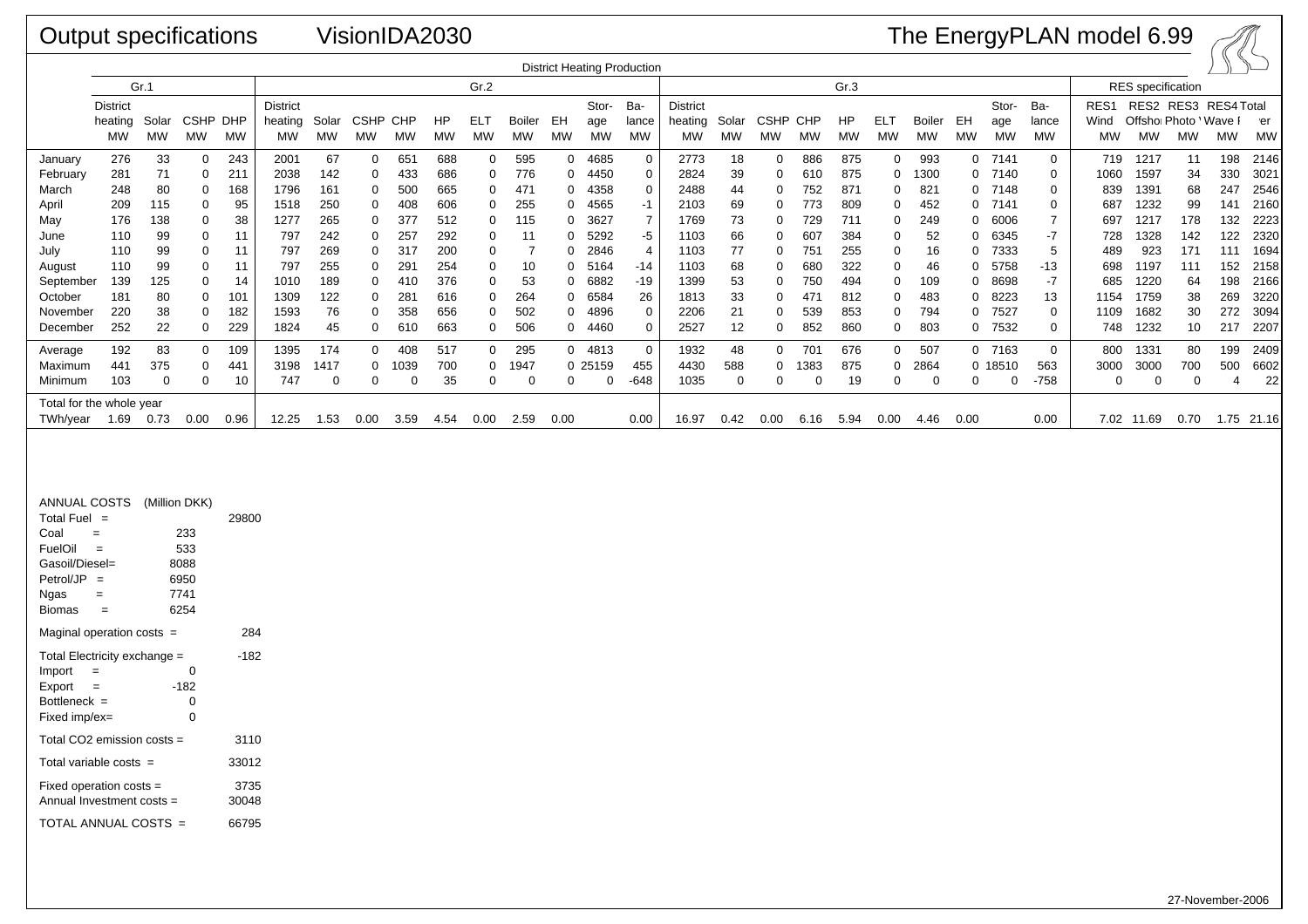# Output specifications VisionIDA2030 The EnergyPLAN model 6.99

## District Heating Production

| | Gr.1 | | | | Gr.2 | | | | | | | | | | Gr.3 | | | | | | | | | | RES specification | | | | | |
|---|---|---|---|---|---|---|---|---|---|---|---|---|---|---|---|---|---|---|---|---|---|---|---|---|---|---|---|---|---|---|
| | District heating MW | Solar MW | CSHP MW | DHP MW | District heating MW | Solar MW | CSHP MW | CHP MW | HP MW | ELT MW | Boiler MW | EH MW | Stor-age MW | Ba-lance MW | District heating MW | Solar MW | CSHP MW | CHP MW | HP MW | ELT MW | Boiler MW | EH MW | Stor-age MW | Ba-lance MW | RES1 Wind MW | RES2 Offshore MW | RES3 Photo Volt MW | RES4 Wave P MW | Total power MW |
| January | 276 | 33 | 0 | 243 | 2001 | 67 | 0 | 651 | 688 | 0 | 595 | 0 | 4685 | 0 | 2773 | 18 | 0 | 886 | 875 | 0 | 993 | 0 | 7141 | 0 | 719 | 1217 | 11 | 198 | 2146 |
| February | 281 | 71 | 0 | 211 | 2038 | 142 | 0 | 433 | 686 | 0 | 776 | 0 | 4450 | 0 | 2824 | 39 | 0 | 610 | 875 | 0 | 1300 | 0 | 7140 | 0 | 1060 | 1597 | 34 | 330 | 3021 |
| March | 248 | 80 | 0 | 168 | 1796 | 161 | 0 | 500 | 665 | 0 | 471 | 0 | 4358 | 0 | 2488 | 44 | 0 | 752 | 871 | 0 | 821 | 0 | 7148 | 0 | 839 | 1391 | 68 | 247 | 2546 |
| April | 209 | 115 | 0 | 95 | 1518 | 250 | 0 | 408 | 606 | 0 | 255 | 0 | 4565 | -1 | 2103 | 69 | 0 | 773 | 809 | 0 | 452 | 0 | 7141 | 0 | 687 | 1232 | 99 | 141 | 2160 |
| May | 176 | 138 | 0 | 38 | 1277 | 265 | 0 | 377 | 512 | 0 | 115 | 0 | 3627 | 7 | 1769 | 73 | 0 | 729 | 711 | 0 | 249 | 0 | 6006 | 7 | 697 | 1217 | 178 | 132 | 2223 |
| June | 110 | 99 | 0 | 11 | 797 | 242 | 0 | 257 | 292 | 0 | 11 | 0 | 5292 | -5 | 1103 | 66 | 0 | 607 | 384 | 0 | 52 | 0 | 6345 | -7 | 728 | 1328 | 142 | 122 | 2320 |
| July | 110 | 99 | 0 | 11 | 797 | 269 | 0 | 317 | 200 | 0 | 7 | 0 | 2846 | 4 | 1103 | 77 | 0 | 751 | 255 | 0 | 16 | 0 | 7333 | 5 | 489 | 923 | 171 | 111 | 1694 |
| August | 110 | 99 | 0 | 11 | 797 | 255 | 0 | 291 | 254 | 0 | 10 | 0 | 5164 | -14 | 1103 | 68 | 0 | 680 | 322 | 0 | 46 | 0 | 5758 | -13 | 698 | 1197 | 111 | 152 | 2158 |
| September | 139 | 125 | 0 | 14 | 1010 | 189 | 0 | 410 | 376 | 0 | 53 | 0 | 6882 | -19 | 1399 | 53 | 0 | 750 | 494 | 0 | 109 | 0 | 8698 | -7 | 685 | 1220 | 64 | 198 | 2166 |
| October | 181 | 80 | 0 | 101 | 1309 | 122 | 0 | 281 | 616 | 0 | 264 | 0 | 6584 | 26 | 1813 | 33 | 0 | 471 | 812 | 0 | 483 | 0 | 8223 | 13 | 1154 | 1759 | 38 | 269 | 3220 |
| November | 220 | 38 | 0 | 182 | 1593 | 76 | 0 | 358 | 656 | 0 | 502 | 0 | 4896 | 0 | 2206 | 21 | 0 | 539 | 853 | 0 | 794 | 0 | 7527 | 0 | 1109 | 1682 | 30 | 272 | 3094 |
| December | 252 | 22 | 0 | 229 | 1824 | 45 | 0 | 610 | 663 | 0 | 506 | 0 | 4460 | 0 | 2527 | 12 | 0 | 852 | 860 | 0 | 803 | 0 | 7532 | 0 | 748 | 1232 | 10 | 217 | 2207 |
| Average | 192 | 83 | 0 | 109 | 1395 | 174 | 0 | 408 | 517 | 0 | 295 | 0 | 4813 | 0 | 1932 | 48 | 0 | 701 | 676 | 0 | 507 | 0 | 7163 | 0 | 800 | 1331 | 80 | 199 | 2409 |
| Maximum | 441 | 375 | 0 | 441 | 3198 | 1417 | 0 | 1039 | 700 | 0 | 1947 | 0 | 25159 | 455 | 4430 | 588 | 0 | 1383 | 875 | 0 | 2864 | 0 | 18510 | 563 | 3000 | 3000 | 700 | 500 | 6602 |
| Minimum | 103 | 0 | 0 | 10 | 747 | 0 | 0 | 0 | 35 | 0 | 0 | 0 | 0 | -648 | 1035 | 0 | 0 | 0 | 19 | 0 | 0 | 0 | 0 | -758 | 0 | 0 | 0 | 4 | 22 |
| Total for the whole year TWh/year | 1.69 | 0.73 | 0.00 | 0.96 | 12.25 | 1.53 | 0.00 | 3.59 | 4.54 | 0.00 | 2.59 | 0.00 | | 0.00 | 16.97 | 0.42 | 0.00 | 6.16 | 5.94 | 0.00 | 4.46 | 0.00 | | 0.00 | 7.02 | 11.69 | 0.70 | 1.75 | 21.16 |

## ANNUAL COSTS (Million DKK)

| | | |
|---|---|---|
| Total Fuel = | | 29800 |
| Coal = | 233 | |
| FuelOil = | 533 | |
| Gasoil/Diesel= | 8088 | |
| Petrol/JP = | 6950 | |
| Ngas = | 7741 | |
| Biomas = | 6254 | |
| Maginal operation costs = | | 284 |
| Total Electricity exchange = | | -182 |
| Import = | 0 | |
| Export = | -182 | |
| Bottleneck = | 0 | |
| Fixed imp/ex= | 0 | |
| Total CO2 emission costs = | | 3110 |
| Total variable costs = | | 33012 |
| Fixed operation costs = | | 3735 |
| Annual Investment costs = | | 30048 |
| TOTAL ANNUAL COSTS = | | 66795 |

27-November-2006